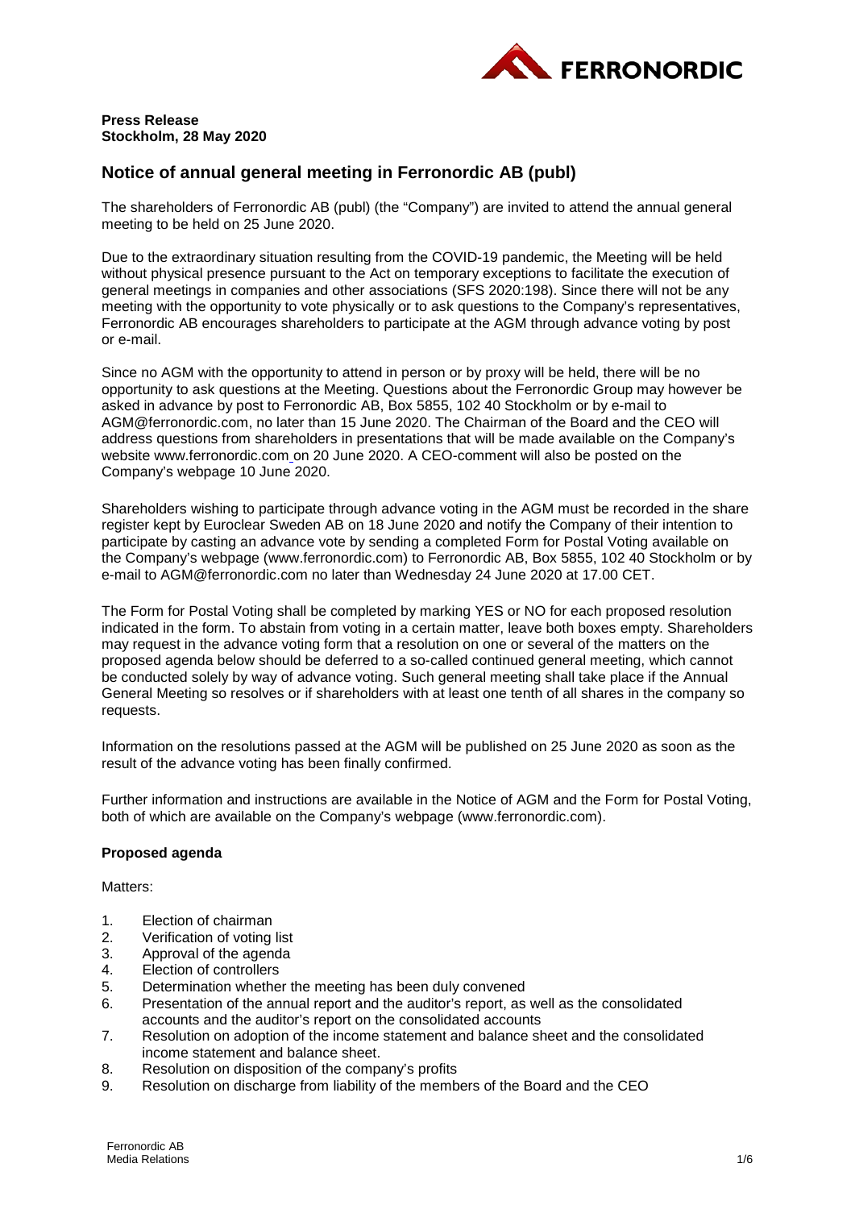**Press Release**
**Stockholm, 28 May 2020**

# Notice of annual general meeting in Ferronordic AB (publ)

The shareholders of Ferronordic AB (publ) (the "Company") are invited to attend the annual general meeting to be held on 25 June 2020.

Due to the extraordinary situation resulting from the COVID-19 pandemic, the Meeting will be held without physical presence pursuant to the Act on temporary exceptions to facilitate the execution of general meetings in companies and other associations (SFS 2020:198). Since there will not be any meeting with the opportunity to vote physically or to ask questions to the Company's representatives, Ferronordic AB encourages shareholders to participate at the AGM through advance voting by post or e-mail.

Since no AGM with the opportunity to attend in person or by proxy will be held, there will be no opportunity to ask questions at the Meeting. Questions about the Ferronordic Group may however be asked in advance by post to Ferronordic AB, Box 5855, 102 40 Stockholm or by e-mail to AGM@ferronordic.com, no later than 15 June 2020. The Chairman of the Board and the CEO will address questions from shareholders in presentations that will be made available on the Company's website www.ferronordic.com on 20 June 2020. A CEO-comment will also be posted on the Company's webpage 10 June 2020.

Shareholders wishing to participate through advance voting in the AGM must be recorded in the share register kept by Euroclear Sweden AB on 18 June 2020 and notify the Company of their intention to participate by casting an advance vote by sending a completed Form for Postal Voting available on the Company's webpage (www.ferronordic.com) to Ferronordic AB, Box 5855, 102 40 Stockholm or by e-mail to AGM@ferronordic.com no later than Wednesday 24 June 2020 at 17.00 CET.

The Form for Postal Voting shall be completed by marking YES or NO for each proposed resolution indicated in the form. To abstain from voting in a certain matter, leave both boxes empty. Shareholders may request in the advance voting form that a resolution on one or several of the matters on the proposed agenda below should be deferred to a so-called continued general meeting, which cannot be conducted solely by way of advance voting. Such general meeting shall take place if the Annual General Meeting so resolves or if shareholders with at least one tenth of all shares in the company so requests.

Information on the resolutions passed at the AGM will be published on 25 June 2020 as soon as the result of the advance voting has been finally confirmed.

Further information and instructions are available in the Notice of AGM and the Form for Postal Voting, both of which are available on the Company's webpage (www.ferronordic.com).

**Proposed agenda**

Matters:

1. Election of chairman
2. Verification of voting list
3. Approval of the agenda
4. Election of controllers
5. Determination whether the meeting has been duly convened
6. Presentation of the annual report and the auditor's report, as well as the consolidated accounts and the auditor's report on the consolidated accounts
7. Resolution on adoption of the income statement and balance sheet and the consolidated income statement and balance sheet.
8. Resolution on disposition of the company's profits
9. Resolution on discharge from liability of the members of the Board and the CEO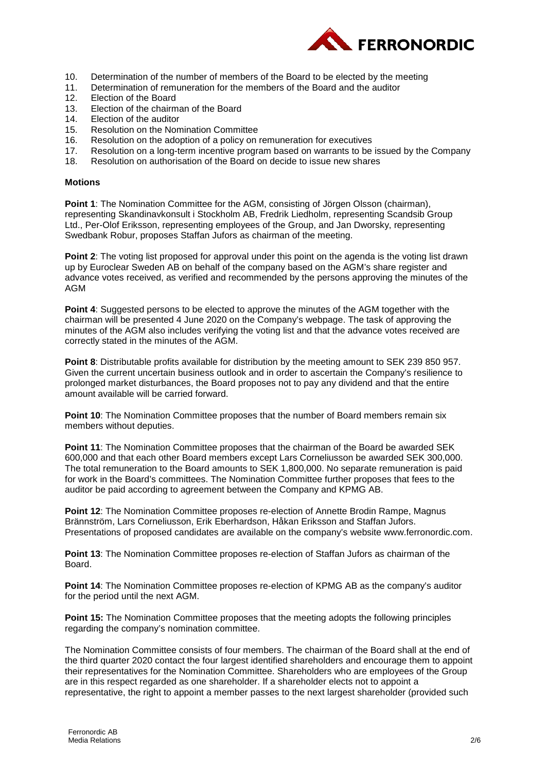10. Determination of the number of members of the Board to be elected by the meeting
11. Determination of remuneration for the members of the Board and the auditor
12. Election of the Board
13. Election of the chairman of the Board
14. Election of the auditor
15. Resolution on the Nomination Committee
16. Resolution on the adoption of a policy on remuneration for executives
17. Resolution on a long-term incentive program based on warrants to be issued by the Company
18. Resolution on authorisation of the Board on decide to issue new shares

**Motions**

**Point 1**: The Nomination Committee for the AGM, consisting of Jörgen Olsson (chairman), representing Skandinavkonsult i Stockholm AB, Fredrik Liedholm, representing Scandsib Group Ltd., Per-Olof Eriksson, representing employees of the Group, and Jan Dworsky, representing Swedbank Robur, proposes Staffan Jufors as chairman of the meeting.

**Point 2**: The voting list proposed for approval under this point on the agenda is the voting list drawn up by Euroclear Sweden AB on behalf of the company based on the AGM's share register and advance votes received, as verified and recommended by the persons approving the minutes of the AGM

**Point 4**: Suggested persons to be elected to approve the minutes of the AGM together with the chairman will be presented 4 June 2020 on the Company's webpage. The task of approving the minutes of the AGM also includes verifying the voting list and that the advance votes received are correctly stated in the minutes of the AGM.

**Point 8**: Distributable profits available for distribution by the meeting amount to SEK 239 850 957. Given the current uncertain business outlook and in order to ascertain the Company's resilience to prolonged market disturbances, the Board proposes not to pay any dividend and that the entire amount available will be carried forward.

**Point 10**: The Nomination Committee proposes that the number of Board members remain six members without deputies.

**Point 11**: The Nomination Committee proposes that the chairman of the Board be awarded SEK 600,000 and that each other Board members except Lars Corneliusson be awarded SEK 300,000. The total remuneration to the Board amounts to SEK 1,800,000. No separate remuneration is paid for work in the Board's committees. The Nomination Committee further proposes that fees to the auditor be paid according to agreement between the Company and KPMG AB.

**Point 12**: The Nomination Committee proposes re-election of Annette Brodin Rampe, Magnus Brännström, Lars Corneliusson, Erik Eberhardson, Håkan Eriksson and Staffan Jufors. Presentations of proposed candidates are available on the company's website www.ferronordic.com.

**Point 13**: The Nomination Committee proposes re-election of Staffan Jufors as chairman of the Board.

**Point 14**: The Nomination Committee proposes re-election of KPMG AB as the company's auditor for the period until the next AGM.

**Point 15:** The Nomination Committee proposes that the meeting adopts the following principles regarding the company's nomination committee.

The Nomination Committee consists of four members. The chairman of the Board shall at the end of the third quarter 2020 contact the four largest identified shareholders and encourage them to appoint their representatives for the Nomination Committee. Shareholders who are employees of the Group are in this respect regarded as one shareholder. If a shareholder elects not to appoint a representative, the right to appoint a member passes to the next largest shareholder (provided such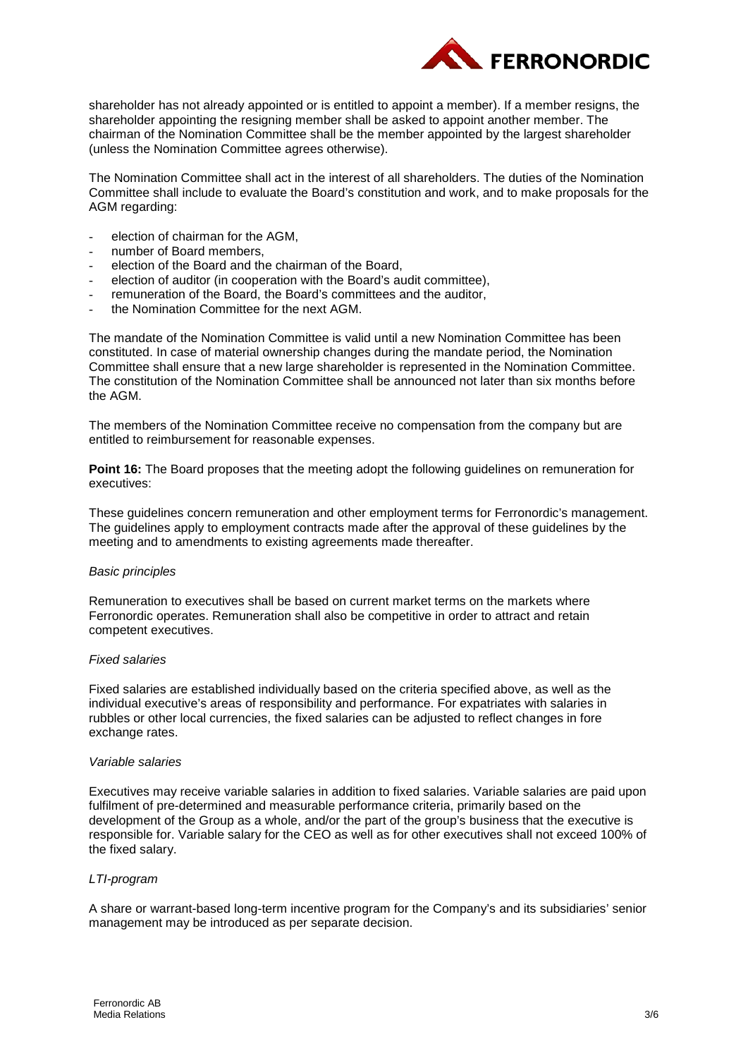shareholder has not already appointed or is entitled to appoint a member). If a member resigns, the shareholder appointing the resigning member shall be asked to appoint another member. The chairman of the Nomination Committee shall be the member appointed by the largest shareholder (unless the Nomination Committee agrees otherwise).

The Nomination Committee shall act in the interest of all shareholders. The duties of the Nomination Committee shall include to evaluate the Board's constitution and work, and to make proposals for the AGM regarding:

- election of chairman for the AGM,
- number of Board members,
- election of the Board and the chairman of the Board,
- election of auditor (in cooperation with the Board's audit committee),
- remuneration of the Board, the Board's committees and the auditor,
- the Nomination Committee for the next AGM.

The mandate of the Nomination Committee is valid until a new Nomination Committee has been constituted. In case of material ownership changes during the mandate period, the Nomination Committee shall ensure that a new large shareholder is represented in the Nomination Committee. The constitution of the Nomination Committee shall be announced not later than six months before the AGM.

The members of the Nomination Committee receive no compensation from the company but are entitled to reimbursement for reasonable expenses.

**Point 16:** The Board proposes that the meeting adopt the following guidelines on remuneration for executives:

These guidelines concern remuneration and other employment terms for Ferronordic's management. The guidelines apply to employment contracts made after the approval of these guidelines by the meeting and to amendments to existing agreements made thereafter.

*Basic principles*

Remuneration to executives shall be based on current market terms on the markets where Ferronordic operates. Remuneration shall also be competitive in order to attract and retain competent executives.

*Fixed salaries*

Fixed salaries are established individually based on the criteria specified above, as well as the individual executive's areas of responsibility and performance. For expatriates with salaries in rubbles or other local currencies, the fixed salaries can be adjusted to reflect changes in fore exchange rates.

*Variable salaries*

Executives may receive variable salaries in addition to fixed salaries. Variable salaries are paid upon fulfilment of pre-determined and measurable performance criteria, primarily based on the development of the Group as a whole, and/or the part of the group's business that the executive is responsible for. Variable salary for the CEO as well as for other executives shall not exceed 100% of the fixed salary.

*LTI-program*

A share or warrant-based long-term incentive program for the Company's and its subsidiaries' senior management may be introduced as per separate decision.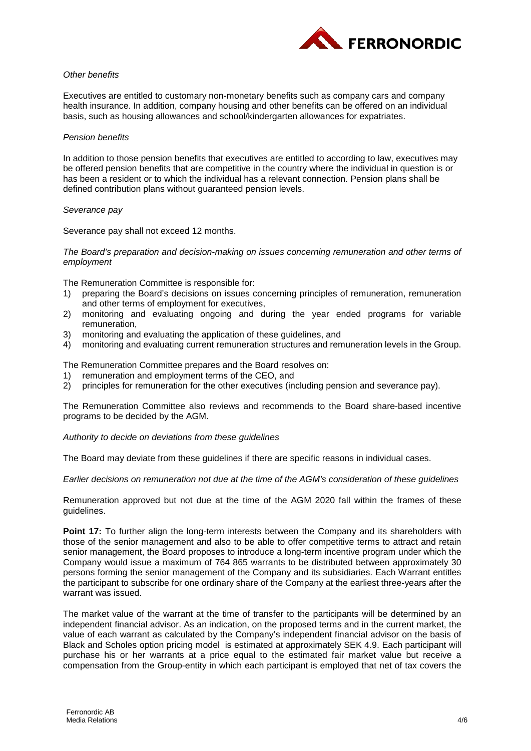*Other benefits*

Executives are entitled to customary non-monetary benefits such as company cars and company health insurance. In addition, company housing and other benefits can be offered on an individual basis, such as housing allowances and school/kindergarten allowances for expatriates.

*Pension benefits*

In addition to those pension benefits that executives are entitled to according to law, executives may be offered pension benefits that are competitive in the country where the individual in question is or has been a resident or to which the individual has a relevant connection. Pension plans shall be defined contribution plans without guaranteed pension levels.

*Severance pay*

Severance pay shall not exceed 12 months.

*The Board's preparation and decision-making on issues concerning remuneration and other terms of employment*

The Remuneration Committee is responsible for:

1) preparing the Board's decisions on issues concerning principles of remuneration, remuneration and other terms of employment for executives,
2) monitoring and evaluating ongoing and during the year ended programs for variable remuneration,
3) monitoring and evaluating the application of these guidelines, and
4) monitoring and evaluating current remuneration structures and remuneration levels in the Group.

The Remuneration Committee prepares and the Board resolves on:

1) remuneration and employment terms of the CEO, and
2) principles for remuneration for the other executives (including pension and severance pay).

The Remuneration Committee also reviews and recommends to the Board share-based incentive programs to be decided by the AGM.

*Authority to decide on deviations from these guidelines*

The Board may deviate from these guidelines if there are specific reasons in individual cases.

*Earlier decisions on remuneration not due at the time of the AGM's consideration of these guidelines*

Remuneration approved but not due at the time of the AGM 2020 fall within the frames of these guidelines.

**Point 17:** To further align the long-term interests between the Company and its shareholders with those of the senior management and also to be able to offer competitive terms to attract and retain senior management, the Board proposes to introduce a long-term incentive program under which the Company would issue a maximum of 764 865 warrants to be distributed between approximately 30 persons forming the senior management of the Company and its subsidiaries. Each Warrant entitles the participant to subscribe for one ordinary share of the Company at the earliest three-years after the warrant was issued.

The market value of the warrant at the time of transfer to the participants will be determined by an independent financial advisor. As an indication, on the proposed terms and in the current market, the value of each warrant as calculated by the Company's independent financial advisor on the basis of Black and Scholes option pricing model is estimated at approximately SEK 4.9. Each participant will purchase his or her warrants at a price equal to the estimated fair market value but receive a compensation from the Group-entity in which each participant is employed that net of tax covers the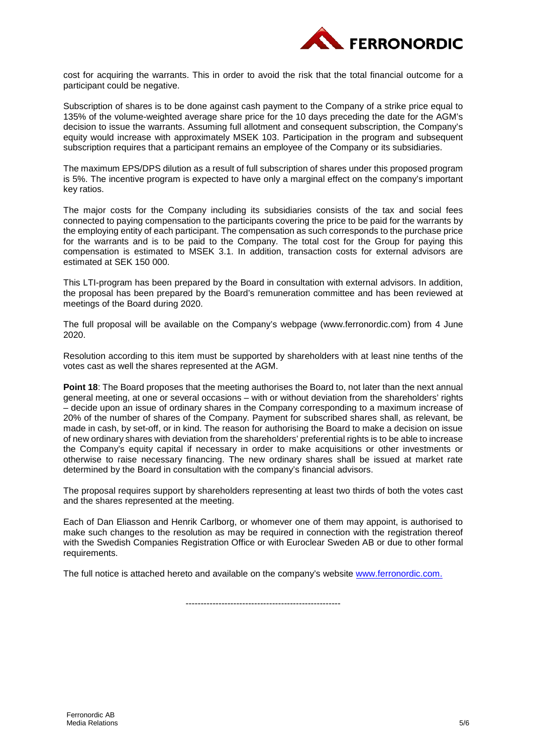cost for acquiring the warrants. This in order to avoid the risk that the total financial outcome for a participant could be negative.

Subscription of shares is to be done against cash payment to the Company of a strike price equal to 135% of the volume-weighted average share price for the 10 days preceding the date for the AGM's decision to issue the warrants. Assuming full allotment and consequent subscription, the Company's equity would increase with approximately MSEK 103. Participation in the program and subsequent subscription requires that a participant remains an employee of the Company or its subsidiaries.

The maximum EPS/DPS dilution as a result of full subscription of shares under this proposed program is 5%. The incentive program is expected to have only a marginal effect on the company's important key ratios.

The major costs for the Company including its subsidiaries consists of the tax and social fees connected to paying compensation to the participants covering the price to be paid for the warrants by the employing entity of each participant. The compensation as such corresponds to the purchase price for the warrants and is to be paid to the Company. The total cost for the Group for paying this compensation is estimated to MSEK 3.1. In addition, transaction costs for external advisors are estimated at SEK 150 000.

This LTI-program has been prepared by the Board in consultation with external advisors. In addition, the proposal has been prepared by the Board's remuneration committee and has been reviewed at meetings of the Board during 2020.

The full proposal will be available on the Company's webpage (www.ferronordic.com) from 4 June 2020.

Resolution according to this item must be supported by shareholders with at least nine tenths of the votes cast as well the shares represented at the AGM.

**Point 18**: The Board proposes that the meeting authorises the Board to, not later than the next annual general meeting, at one or several occasions – with or without deviation from the shareholders' rights – decide upon an issue of ordinary shares in the Company corresponding to a maximum increase of 20% of the number of shares of the Company. Payment for subscribed shares shall, as relevant, be made in cash, by set-off, or in kind. The reason for authorising the Board to make a decision on issue of new ordinary shares with deviation from the shareholders' preferential rights is to be able to increase the Company's equity capital if necessary in order to make acquisitions or other investments or otherwise to raise necessary financing. The new ordinary shares shall be issued at market rate determined by the Board in consultation with the company's financial advisors.

The proposal requires support by shareholders representing at least two thirds of both the votes cast and the shares represented at the meeting.

Each of Dan Eliasson and Henrik Carlborg, or whomever one of them may appoint, is authorised to make such changes to the resolution as may be required in connection with the registration thereof with the Swedish Companies Registration Office or with Euroclear Sweden AB or due to other formal requirements.

The full notice is attached hereto and available on the company's website [www.ferronordic.com.](http://www.ferronordic.com)

----------------------------------------------------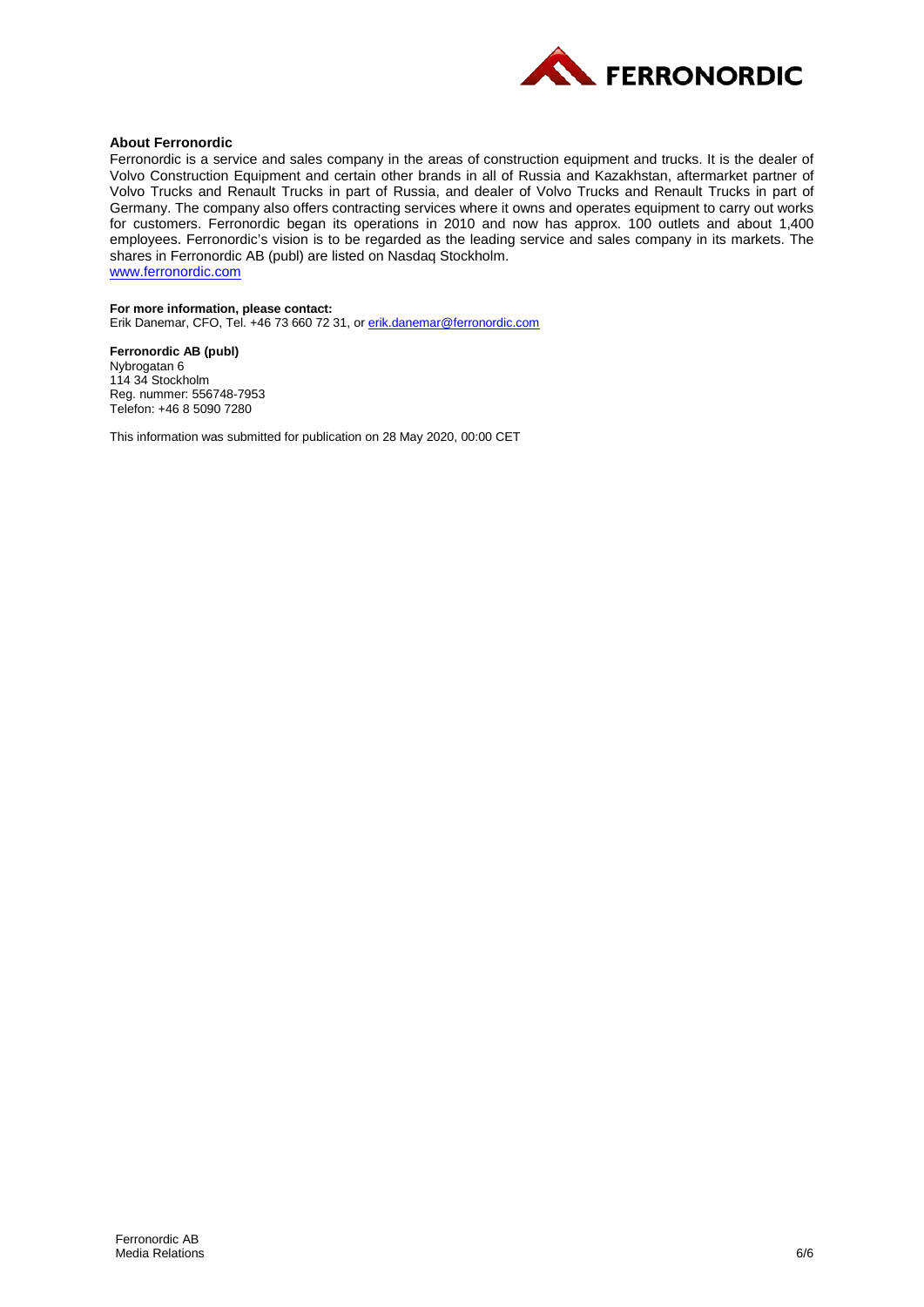### About Ferronordic

Ferronordic is a service and sales company in the areas of construction equipment and trucks. It is the dealer of Volvo Construction Equipment and certain other brands in all of Russia and Kazakhstan, aftermarket partner of Volvo Trucks and Renault Trucks in part of Russia, and dealer of Volvo Trucks and Renault Trucks in part of Germany. The company also offers contracting services where it owns and operates equipment to carry out works for customers. Ferronordic began its operations in 2010 and now has approx. 100 outlets and about 1,400 employees. Ferronordic's vision is to be regarded as the leading service and sales company in its markets. The shares in Ferronordic AB (publ) are listed on Nasdaq Stockholm.
www.ferronordic.com

**For more information, please contact:**
Erik Danemar, CFO, Tel. +46 73 660 72 31, or erik.danemar@ferronordic.com

**Ferronordic AB (publ)**
Nybrogatan 6
114 34 Stockholm
Reg. nummer: 556748-7953
Telefon: +46 8 5090 7280

This information was submitted for publication on 28 May 2020, 00:00 CET

Ferronordic AB
Media Relations